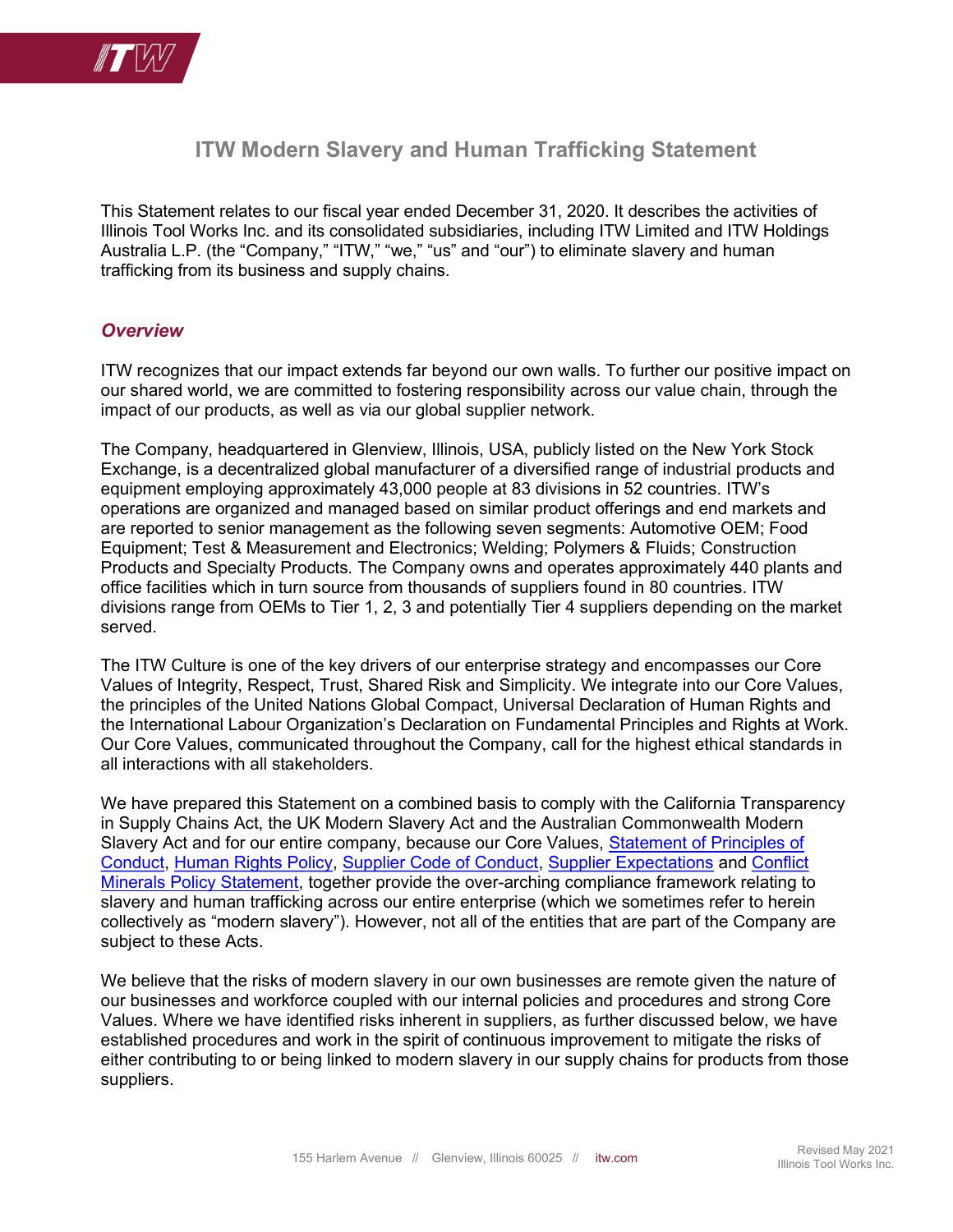# ITW Modern Slavery and Human Trafficking Statement

This Statement relates to our fiscal year ended December 31, 2020. It describes the activities of Illinois Tool Works Inc. and its consolidated subsidiaries, including ITW Limited and ITW Holdings Australia L.P. (the "Company," "ITW," "we," "us" and "our") to eliminate slavery and human trafficking from its business and supply chains.

## *Overview*

ITW recognizes that our impact extends far beyond our own walls. To further our positive impact on our shared world, we are committed to fostering responsibility across our value chain, through the impact of our products, as well as via our global supplier network.

The Company, headquartered in Glenview, Illinois, USA, publicly listed on the New York Stock Exchange, is a decentralized global manufacturer of a diversified range of industrial products and equipment employing approximately 43,000 people at 83 divisions in 52 countries. ITW's operations are organized and managed based on similar product offerings and end markets and are reported to senior management as the following seven segments: Automotive OEM; Food Equipment; Test & Measurement and Electronics; Welding; Polymers & Fluids; Construction Products and Specialty Products. The Company owns and operates approximately 440 plants and office facilities which in turn source from thousands of suppliers found in 80 countries. ITW divisions range from OEMs to Tier 1, 2, 3 and potentially Tier 4 suppliers depending on the market served.

The ITW Culture is one of the key drivers of our enterprise strategy and encompasses our Core Values of Integrity, Respect, Trust, Shared Risk and Simplicity. We integrate into our Core Values, the principles of the United Nations Global Compact, Universal Declaration of Human Rights and the International Labour Organization's Declaration on Fundamental Principles and Rights at Work. Our Core Values, communicated throughout the Company, call for the highest ethical standards in all interactions with all stakeholders.

We have prepared this Statement on a combined basis to comply with the California Transparency in Supply Chains Act, the UK Modern Slavery Act and the Australian Commonwealth Modern Slavery Act and for our entire company, because our Core Values, Statement of Principles of Conduct, Human Rights Policy, Supplier Code of Conduct, Supplier Expectations and Conflict Minerals Policy Statement, together provide the over-arching compliance framework relating to slavery and human trafficking across our entire enterprise (which we sometimes refer to herein collectively as "modern slavery"). However, not all of the entities that are part of the Company are subject to these Acts.

We believe that the risks of modern slavery in our own businesses are remote given the nature of our businesses and workforce coupled with our internal policies and procedures and strong Core Values. Where we have identified risks inherent in suppliers, as further discussed below, we have established procedures and work in the spirit of continuous improvement to mitigate the risks of either contributing to or being linked to modern slavery in our supply chains for products from those suppliers.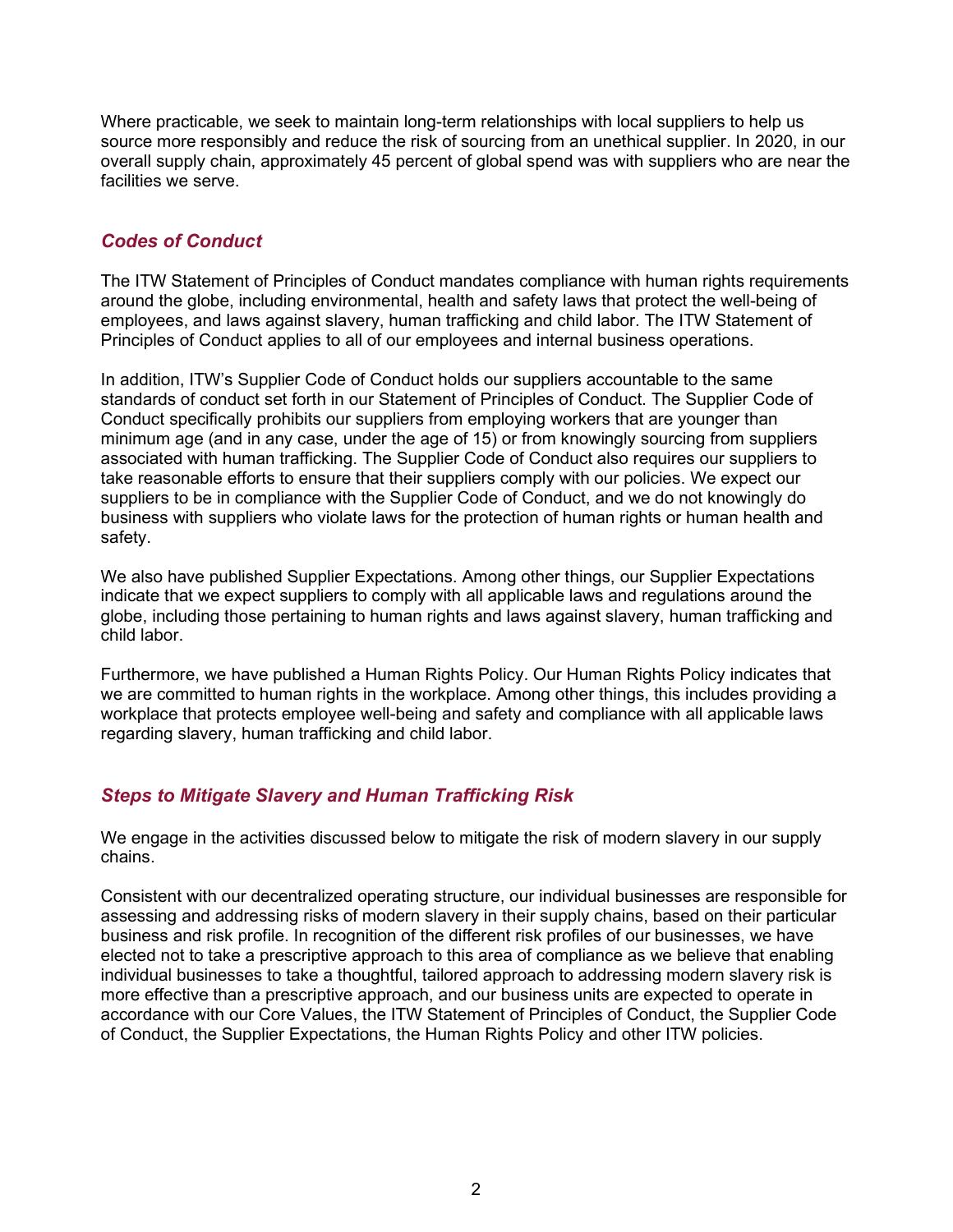Where practicable, we seek to maintain long-term relationships with local suppliers to help us source more responsibly and reduce the risk of sourcing from an unethical supplier. In 2020, in our overall supply chain, approximately 45 percent of global spend was with suppliers who are near the facilities we serve.

### *Codes of Conduct*

The ITW Statement of Principles of Conduct mandates compliance with human rights requirements around the globe, including environmental, health and safety laws that protect the well-being of employees, and laws against slavery, human trafficking and child labor. The ITW Statement of Principles of Conduct applies to all of our employees and internal business operations.

In addition, ITW's Supplier Code of Conduct holds our suppliers accountable to the same standards of conduct set forth in our Statement of Principles of Conduct. The Supplier Code of Conduct specifically prohibits our suppliers from employing workers that are younger than minimum age (and in any case, under the age of 15) or from knowingly sourcing from suppliers associated with human trafficking. The Supplier Code of Conduct also requires our suppliers to take reasonable efforts to ensure that their suppliers comply with our policies. We expect our suppliers to be in compliance with the Supplier Code of Conduct, and we do not knowingly do business with suppliers who violate laws for the protection of human rights or human health and safety.

We also have published Supplier Expectations. Among other things, our Supplier Expectations indicate that we expect suppliers to comply with all applicable laws and regulations around the globe, including those pertaining to human rights and laws against slavery, human trafficking and child labor.

Furthermore, we have published a Human Rights Policy. Our Human Rights Policy indicates that we are committed to human rights in the workplace. Among other things, this includes providing a workplace that protects employee well-being and safety and compliance with all applicable laws regarding slavery, human trafficking and child labor.

### *Steps to Mitigate Slavery and Human Trafficking Risk*

We engage in the activities discussed below to mitigate the risk of modern slavery in our supply chains.

Consistent with our decentralized operating structure, our individual businesses are responsible for assessing and addressing risks of modern slavery in their supply chains, based on their particular business and risk profile. In recognition of the different risk profiles of our businesses, we have elected not to take a prescriptive approach to this area of compliance as we believe that enabling individual businesses to take a thoughtful, tailored approach to addressing modern slavery risk is more effective than a prescriptive approach, and our business units are expected to operate in accordance with our Core Values, the ITW Statement of Principles of Conduct, the Supplier Code of Conduct, the Supplier Expectations, the Human Rights Policy and other ITW policies.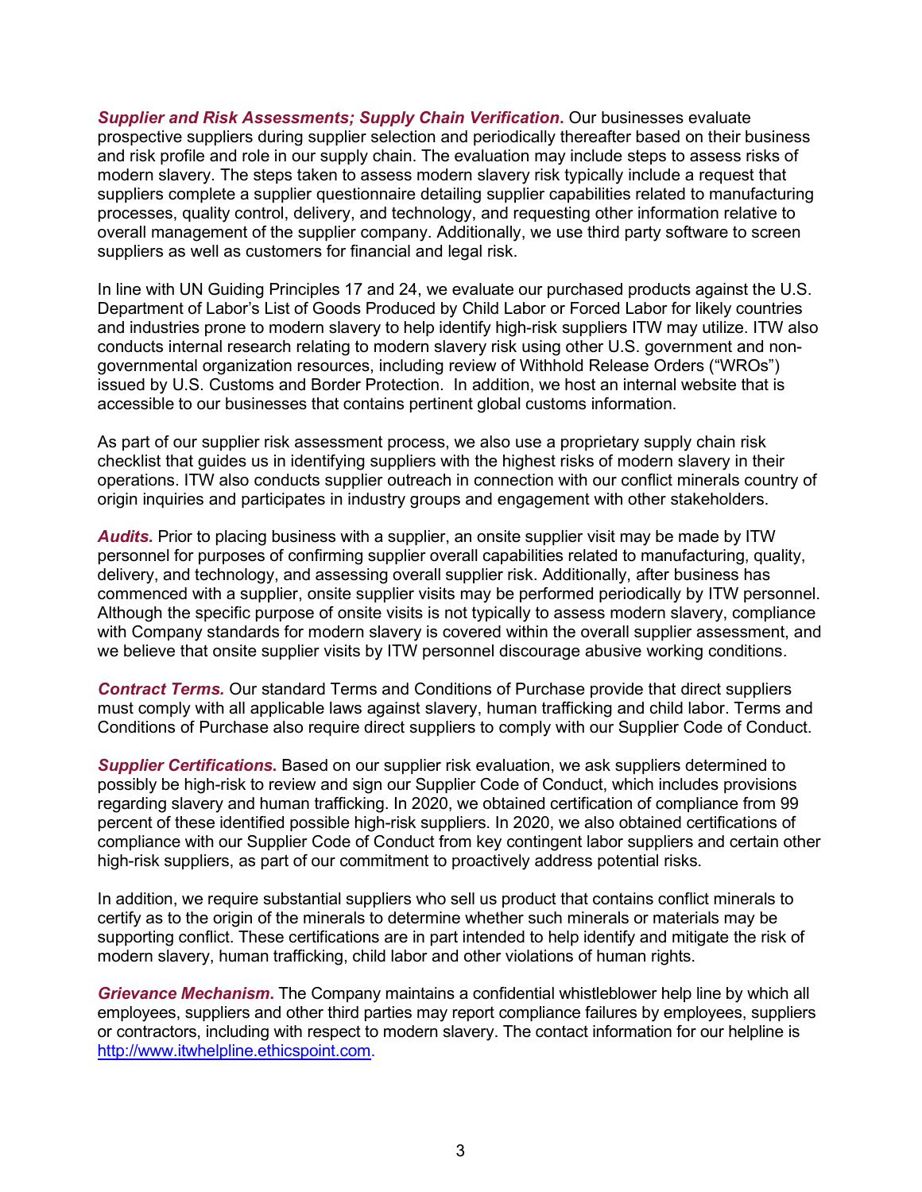***Supplier and Risk Assessments; Supply Chain Verification.*** Our businesses evaluate prospective suppliers during supplier selection and periodically thereafter based on their business and risk profile and role in our supply chain. The evaluation may include steps to assess risks of modern slavery. The steps taken to assess modern slavery risk typically include a request that suppliers complete a supplier questionnaire detailing supplier capabilities related to manufacturing processes, quality control, delivery, and technology, and requesting other information relative to overall management of the supplier company. Additionally, we use third party software to screen suppliers as well as customers for financial and legal risk.

In line with UN Guiding Principles 17 and 24, we evaluate our purchased products against the U.S. Department of Labor's List of Goods Produced by Child Labor or Forced Labor for likely countries and industries prone to modern slavery to help identify high-risk suppliers ITW may utilize. ITW also conducts internal research relating to modern slavery risk using other U.S. government and non-governmental organization resources, including review of Withhold Release Orders ("WROs") issued by U.S. Customs and Border Protection. In addition, we host an internal website that is accessible to our businesses that contains pertinent global customs information.

As part of our supplier risk assessment process, we also use a proprietary supply chain risk checklist that guides us in identifying suppliers with the highest risks of modern slavery in their operations. ITW also conducts supplier outreach in connection with our conflict minerals country of origin inquiries and participates in industry groups and engagement with other stakeholders.

***Audits.*** Prior to placing business with a supplier, an onsite supplier visit may be made by ITW personnel for purposes of confirming supplier overall capabilities related to manufacturing, quality, delivery, and technology, and assessing overall supplier risk. Additionally, after business has commenced with a supplier, onsite supplier visits may be performed periodically by ITW personnel. Although the specific purpose of onsite visits is not typically to assess modern slavery, compliance with Company standards for modern slavery is covered within the overall supplier assessment, and we believe that onsite supplier visits by ITW personnel discourage abusive working conditions.

***Contract Terms.*** Our standard Terms and Conditions of Purchase provide that direct suppliers must comply with all applicable laws against slavery, human trafficking and child labor. Terms and Conditions of Purchase also require direct suppliers to comply with our Supplier Code of Conduct.

***Supplier Certifications.*** Based on our supplier risk evaluation, we ask suppliers determined to possibly be high-risk to review and sign our Supplier Code of Conduct, which includes provisions regarding slavery and human trafficking. In 2020, we obtained certification of compliance from 99 percent of these identified possible high-risk suppliers. In 2020, we also obtained certifications of compliance with our Supplier Code of Conduct from key contingent labor suppliers and certain other high-risk suppliers, as part of our commitment to proactively address potential risks.

In addition, we require substantial suppliers who sell us product that contains conflict minerals to certify as to the origin of the minerals to determine whether such minerals or materials may be supporting conflict. These certifications are in part intended to help identify and mitigate the risk of modern slavery, human trafficking, child labor and other violations of human rights.

***Grievance Mechanism.*** The Company maintains a confidential whistleblower help line by which all employees, suppliers and other third parties may report compliance failures by employees, suppliers or contractors, including with respect to modern slavery. The contact information for our helpline is [http://www.itwhelpline.ethicspoint.com](http://www.itwhelpline.ethicspoint.com).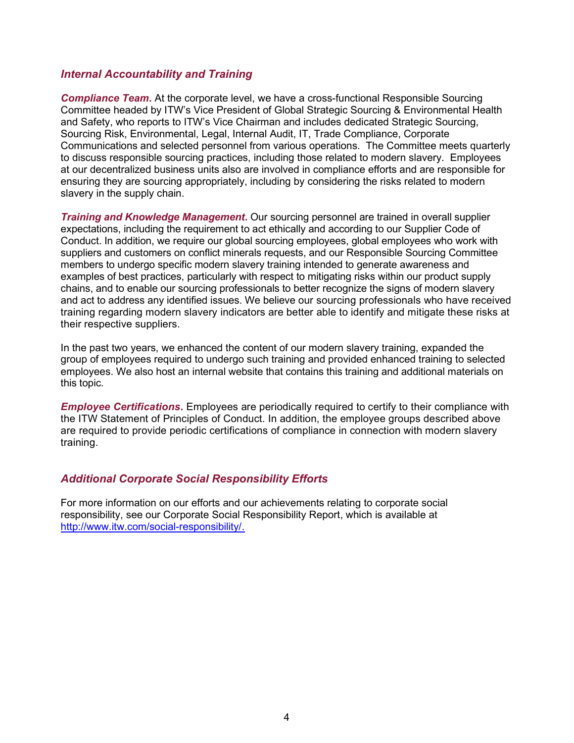## *Internal Accountability and Training*

***Compliance Team*.** At the corporate level, we have a cross-functional Responsible Sourcing Committee headed by ITW's Vice President of Global Strategic Sourcing & Environmental Health and Safety, who reports to ITW's Vice Chairman and includes dedicated Strategic Sourcing, Sourcing Risk, Environmental, Legal, Internal Audit, IT, Trade Compliance, Corporate Communications and selected personnel from various operations. The Committee meets quarterly to discuss responsible sourcing practices, including those related to modern slavery. Employees at our decentralized business units also are involved in compliance efforts and are responsible for ensuring they are sourcing appropriately, including by considering the risks related to modern slavery in the supply chain.

***Training and Knowledge Management*.** Our sourcing personnel are trained in overall supplier expectations, including the requirement to act ethically and according to our Supplier Code of Conduct. In addition, we require our global sourcing employees, global employees who work with suppliers and customers on conflict minerals requests, and our Responsible Sourcing Committee members to undergo specific modern slavery training intended to generate awareness and examples of best practices, particularly with respect to mitigating risks within our product supply chains, and to enable our sourcing professionals to better recognize the signs of modern slavery and act to address any identified issues. We believe our sourcing professionals who have received training regarding modern slavery indicators are better able to identify and mitigate these risks at their respective suppliers.

In the past two years, we enhanced the content of our modern slavery training, expanded the group of employees required to undergo such training and provided enhanced training to selected employees. We also host an internal website that contains this training and additional materials on this topic.

***Employee Certifications*.** Employees are periodically required to certify to their compliance with the ITW Statement of Principles of Conduct. In addition, the employee groups described above are required to provide periodic certifications of compliance in connection with modern slavery training.

## *Additional Corporate Social Responsibility Efforts*

For more information on our efforts and our achievements relating to corporate social responsibility, see our Corporate Social Responsibility Report, which is available at http://www.itw.com/social-responsibility/.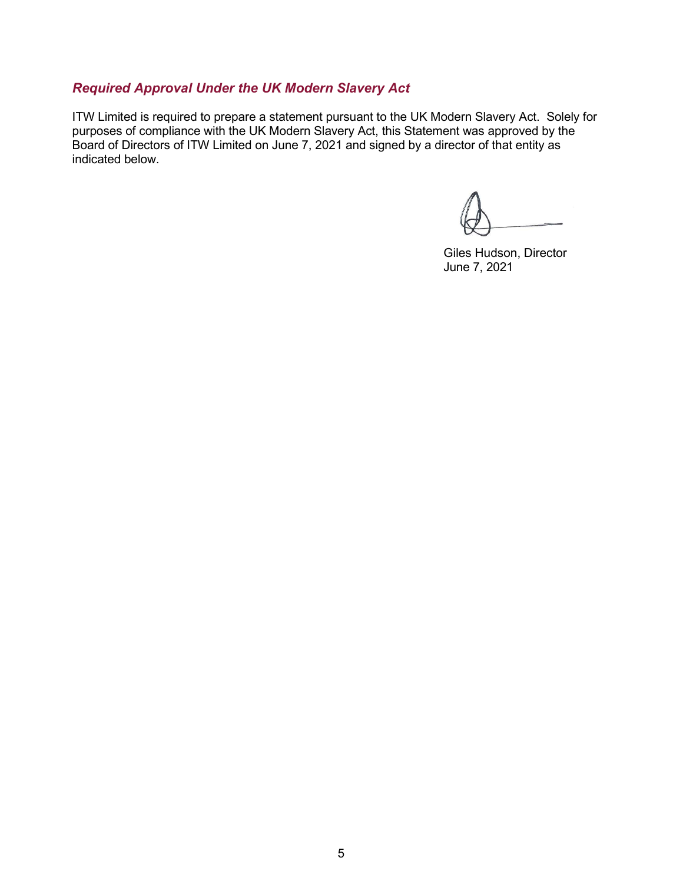### *Required Approval Under the UK Modern Slavery Act*

ITW Limited is required to prepare a statement pursuant to the UK Modern Slavery Act. Solely for purposes of compliance with the UK Modern Slavery Act, this Statement was approved by the Board of Directors of ITW Limited on June 7, 2021 and signed by a director of that entity as indicated below.

Giles Hudson, Director
June 7, 2021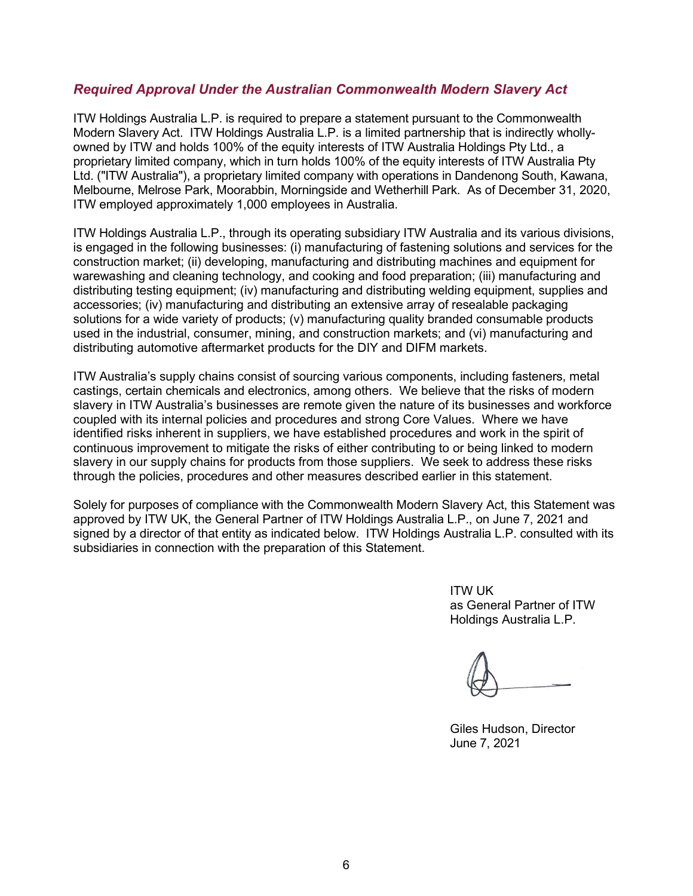### *Required Approval Under the Australian Commonwealth Modern Slavery Act*

ITW Holdings Australia L.P. is required to prepare a statement pursuant to the Commonwealth Modern Slavery Act. ITW Holdings Australia L.P. is a limited partnership that is indirectly wholly-owned by ITW and holds 100% of the equity interests of ITW Australia Holdings Pty Ltd., a proprietary limited company, which in turn holds 100% of the equity interests of ITW Australia Pty Ltd. ("ITW Australia"), a proprietary limited company with operations in Dandenong South, Kawana, Melbourne, Melrose Park, Moorabbin, Morningside and Wetherhill Park. As of December 31, 2020, ITW employed approximately 1,000 employees in Australia.

ITW Holdings Australia L.P., through its operating subsidiary ITW Australia and its various divisions, is engaged in the following businesses: (i) manufacturing of fastening solutions and services for the construction market; (ii) developing, manufacturing and distributing machines and equipment for warewashing and cleaning technology, and cooking and food preparation; (iii) manufacturing and distributing testing equipment; (iv) manufacturing and distributing welding equipment, supplies and accessories; (iv) manufacturing and distributing an extensive array of resealable packaging solutions for a wide variety of products; (v) manufacturing quality branded consumable products used in the industrial, consumer, mining, and construction markets; and (vi) manufacturing and distributing automotive aftermarket products for the DIY and DIFM markets.

ITW Australia's supply chains consist of sourcing various components, including fasteners, metal castings, certain chemicals and electronics, among others. We believe that the risks of modern slavery in ITW Australia's businesses are remote given the nature of its businesses and workforce coupled with its internal policies and procedures and strong Core Values. Where we have identified risks inherent in suppliers, we have established procedures and work in the spirit of continuous improvement to mitigate the risks of either contributing to or being linked to modern slavery in our supply chains for products from those suppliers. We seek to address these risks through the policies, procedures and other measures described earlier in this statement.

Solely for purposes of compliance with the Commonwealth Modern Slavery Act, this Statement was approved by ITW UK, the General Partner of ITW Holdings Australia L.P., on June 7, 2021 and signed by a director of that entity as indicated below. ITW Holdings Australia L.P. consulted with its subsidiaries in connection with the preparation of this Statement.

ITW UK
as General Partner of ITW
Holdings Australia L.P.

Giles Hudson, Director
June 7, 2021